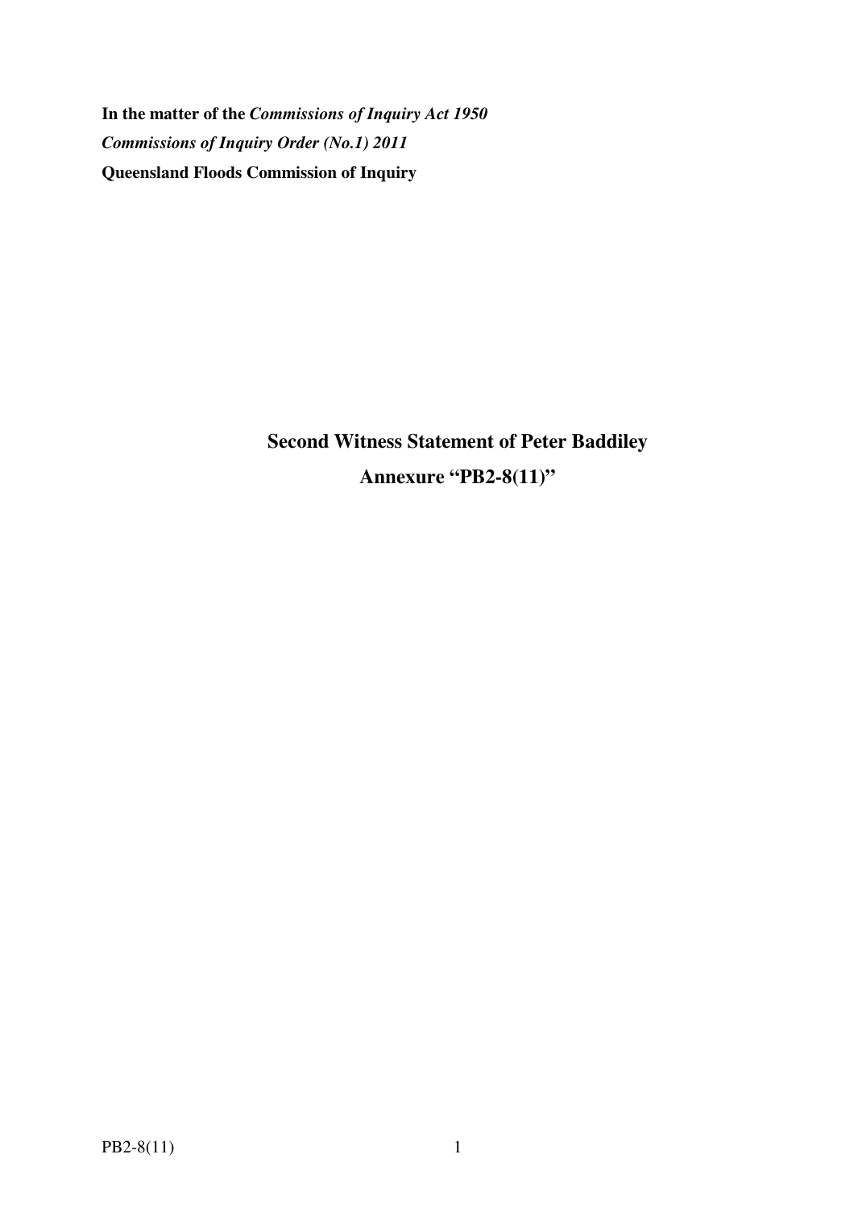**In the matter of the *Commissions of Inquiry Act 1950***

***Commissions of Inquiry Order (No.1) 2011***

**Queensland Floods Commission of Inquiry**

## Second Witness Statement of Peter Baddiley

## Annexure "PB2-8(11)"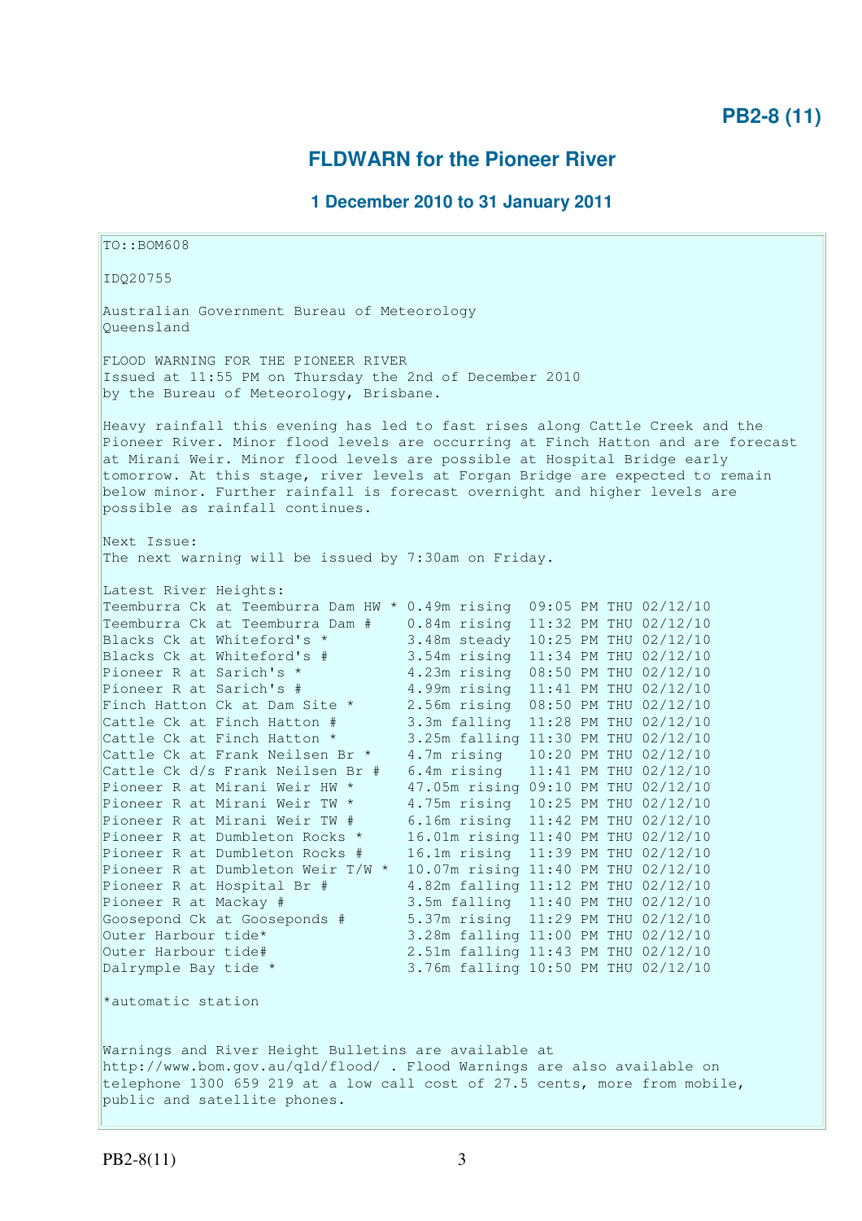**PB2-8 (11)**

## FLDWARN for the Pioneer River

### 1 December 2010 to 31 January 2011

```
TO::BOM608

IDQ20755

Australian Government Bureau of Meteorology
Queensland

FLOOD WARNING FOR THE PIONEER RIVER
Issued at 11:55 PM on Thursday the 2nd of December 2010
by the Bureau of Meteorology, Brisbane.

Heavy rainfall this evening has led to fast rises along Cattle Creek and the
Pioneer River. Minor flood levels are occurring at Finch Hatton and are forecast
at Mirani Weir. Minor flood levels are possible at Hospital Bridge early
tomorrow. At this stage, river levels at Forgan Bridge are expected to remain
below minor. Further rainfall is forecast overnight and higher levels are
possible as rainfall continues.

Next Issue:
The next warning will be issued by 7:30am on Friday.

Latest River Heights:
Teemburra Ck at Teemburra Dam HW * 0.49m rising  09:05 PM THU 02/12/10
Teemburra Ck at Teemburra Dam #    0.84m rising  11:32 PM THU 02/12/10
Blacks Ck at Whiteford's *         3.48m steady  10:25 PM THU 02/12/10
Blacks Ck at Whiteford's #         3.54m rising  11:34 PM THU 02/12/10
Pioneer R at Sarich's *            4.23m rising  08:50 PM THU 02/12/10
Pioneer R at Sarich's #            4.99m rising  11:41 PM THU 02/12/10
Finch Hatton Ck at Dam Site *      2.56m rising  08:50 PM THU 02/12/10
Cattle Ck at Finch Hatton #        3.3m falling  11:28 PM THU 02/12/10
Cattle Ck at Finch Hatton *        3.25m falling 11:30 PM THU 02/12/10
Cattle Ck at Frank Neilsen Br *    4.7m rising   10:20 PM THU 02/12/10
Cattle Ck d/s Frank Neilsen Br #   6.4m rising   11:41 PM THU 02/12/10
Pioneer R at Mirani Weir HW *      47.05m rising 09:10 PM THU 02/12/10
Pioneer R at Mirani Weir TW *      4.75m rising  10:25 PM THU 02/12/10
Pioneer R at Mirani Weir TW #      6.16m rising  11:42 PM THU 02/12/10
Pioneer R at Dumbleton Rocks *     16.01m rising 11:40 PM THU 02/12/10
Pioneer R at Dumbleton Rocks #     16.1m rising  11:39 PM THU 02/12/10
Pioneer R at Dumbleton Weir T/W *  10.07m rising 11:40 PM THU 02/12/10
Pioneer R at Hospital Br #         4.82m falling 11:12 PM THU 02/12/10
Pioneer R at Mackay #              3.5m falling  11:40 PM THU 02/12/10
Goosepond Ck at Gooseponds #       5.37m rising  11:29 PM THU 02/12/10
Outer Harbour tide*                3.28m falling 11:00 PM THU 02/12/10
Outer Harbour tide#                2.51m falling 11:43 PM THU 02/12/10
Dalrymple Bay tide *               3.76m falling 10:50 PM THU 02/12/10

*automatic station


Warnings and River Height Bulletins are available at
http://www.bom.gov.au/qld/flood/ . Flood Warnings are also available on
telephone 1300 659 219 at a low call cost of 27.5 cents, more from mobile,
public and satellite phones.
```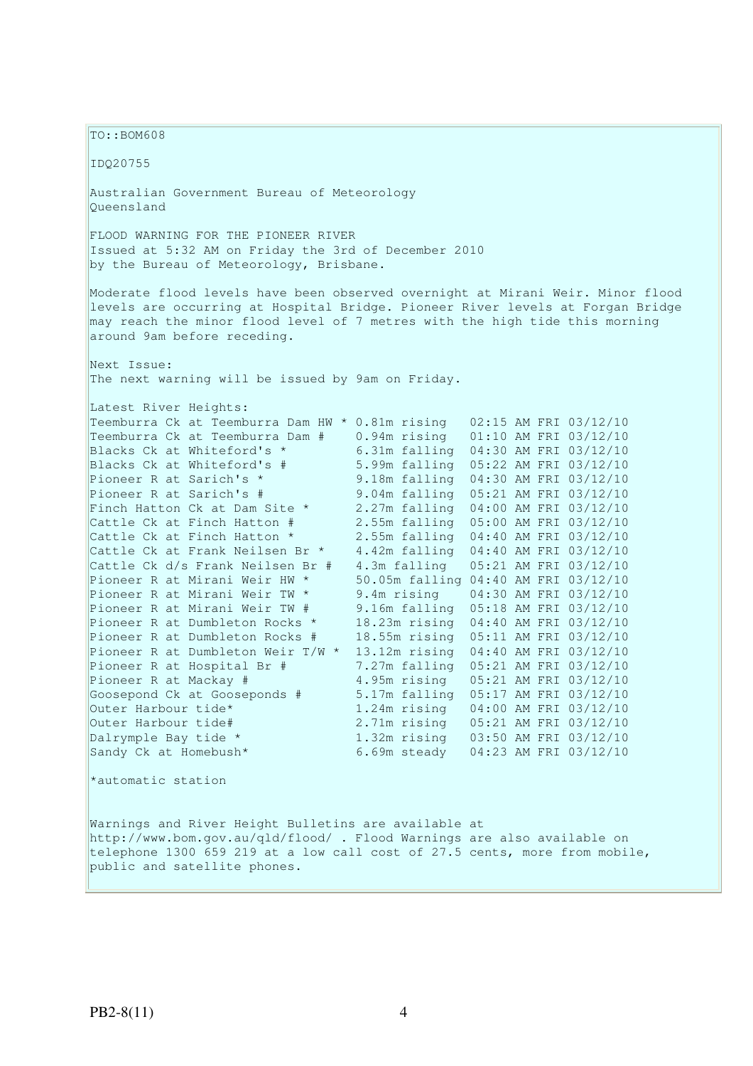TO::BOM608

IDQ20755

Australian Government Bureau of Meteorology
Queensland

FLOOD WARNING FOR THE PIONEER RIVER
Issued at 5:32 AM on Friday the 3rd of December 2010
by the Bureau of Meteorology, Brisbane.

Moderate flood levels have been observed overnight at Mirani Weir. Minor flood levels are occurring at Hospital Bridge. Pioneer River levels at Forgan Bridge may reach the minor flood level of 7 metres with the high tide this morning around 9am before receding.

Next Issue:
The next warning will be issued by 9am on Friday.

Latest River Heights:

```
Teemburra Ck at Teemburra Dam HW * 0.81m rising   02:15 AM FRI 03/12/10
Teemburra Ck at Teemburra Dam #    0.94m rising   01:10 AM FRI 03/12/10
Blacks Ck at Whiteford's *         6.31m falling  04:30 AM FRI 03/12/10
Blacks Ck at Whiteford's #         5.99m falling  05:22 AM FRI 03/12/10
Pioneer R at Sarich's *            9.18m falling  04:30 AM FRI 03/12/10
Pioneer R at Sarich's #            9.04m falling  05:21 AM FRI 03/12/10
Finch Hatton Ck at Dam Site *      2.27m falling  04:00 AM FRI 03/12/10
Cattle Ck at Finch Hatton #        2.55m falling  05:00 AM FRI 03/12/10
Cattle Ck at Finch Hatton *        2.55m falling  04:40 AM FRI 03/12/10
Cattle Ck at Frank Neilsen Br *    4.42m falling  04:40 AM FRI 03/12/10
Cattle Ck d/s Frank Neilsen Br #   4.3m falling   05:21 AM FRI 03/12/10
Pioneer R at Mirani Weir HW *      50.05m falling 04:40 AM FRI 03/12/10
Pioneer R at Mirani Weir TW *      9.4m rising    04:30 AM FRI 03/12/10
Pioneer R at Mirani Weir TW #      9.16m falling  05:18 AM FRI 03/12/10
Pioneer R at Dumbleton Rocks *     18.23m rising  04:40 AM FRI 03/12/10
Pioneer R at Dumbleton Rocks #     18.55m rising  05:11 AM FRI 03/12/10
Pioneer R at Dumbleton Weir T/W *  13.12m rising  04:40 AM FRI 03/12/10
Pioneer R at Hospital Br #         7.27m falling  05:21 AM FRI 03/12/10
Pioneer R at Mackay #              4.95m rising   05:21 AM FRI 03/12/10
Goosepond Ck at Gooseponds #       5.17m falling  05:17 AM FRI 03/12/10
Outer Harbour tide*                1.24m rising   04:00 AM FRI 03/12/10
Outer Harbour tide#                2.71m rising   05:21 AM FRI 03/12/10
Dalrymple Bay tide *               1.32m rising   03:50 AM FRI 03/12/10
Sandy Ck at Homebush*              6.69m steady   04:23 AM FRI 03/12/10
```

*automatic station

Warnings and River Height Bulletins are available at http://www.bom.gov.au/qld/flood/ . Flood Warnings are also available on telephone 1300 659 219 at a low call cost of 27.5 cents, more from mobile, public and satellite phones.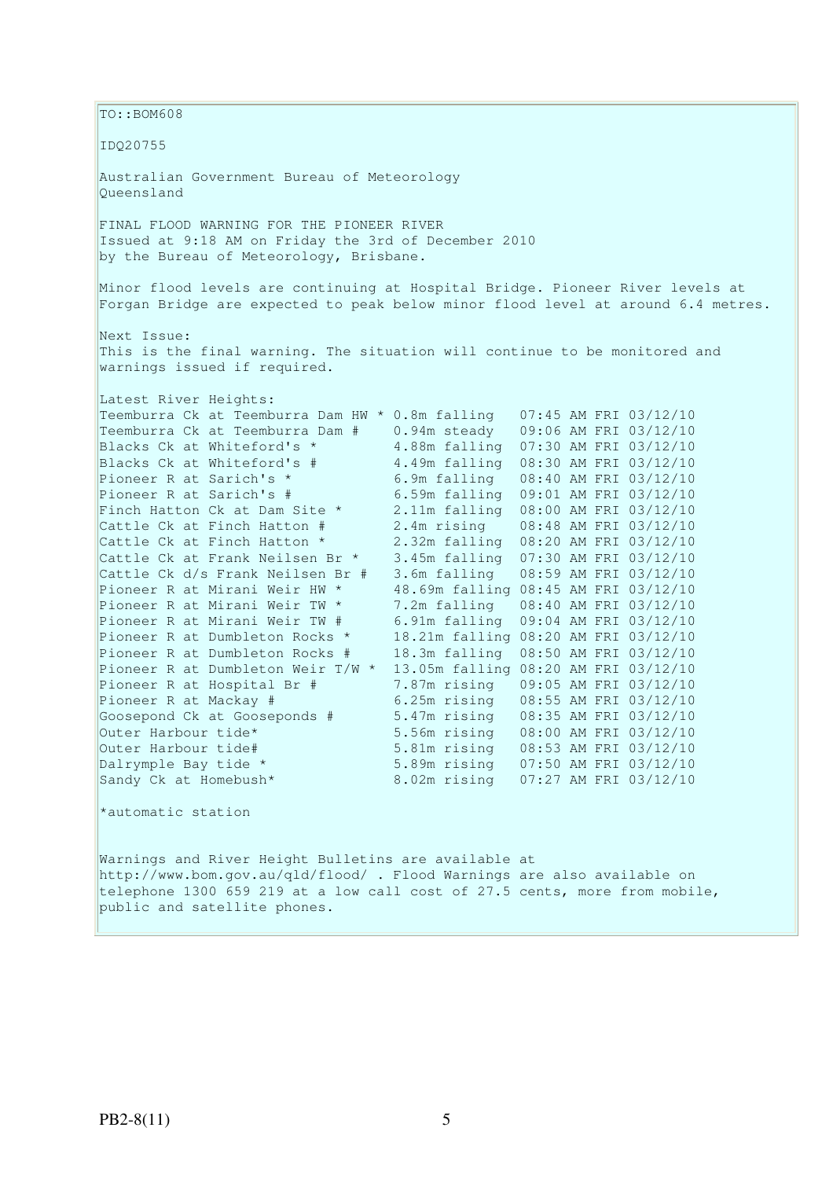TO::BOM608

IDQ20755

Australian Government Bureau of Meteorology
Queensland

FINAL FLOOD WARNING FOR THE PIONEER RIVER
Issued at 9:18 AM on Friday the 3rd of December 2010
by the Bureau of Meteorology, Brisbane.

Minor flood levels are continuing at Hospital Bridge. Pioneer River levels at Forgan Bridge are expected to peak below minor flood level at around 6.4 metres.

Next Issue:
This is the final warning. The situation will continue to be monitored and warnings issued if required.

Latest River Heights:

```
Teemburra Ck at Teemburra Dam HW * 0.8m falling   07:45 AM FRI 03/12/10
Teemburra Ck at Teemburra Dam #    0.94m steady   09:06 AM FRI 03/12/10
Blacks Ck at Whiteford's *         4.88m falling  07:30 AM FRI 03/12/10
Blacks Ck at Whiteford's #         4.49m falling  08:30 AM FRI 03/12/10
Pioneer R at Sarich's *            6.9m falling   08:40 AM FRI 03/12/10
Pioneer R at Sarich's #            6.59m falling  09:01 AM FRI 03/12/10
Finch Hatton Ck at Dam Site *      2.11m falling  08:00 AM FRI 03/12/10
Cattle Ck at Finch Hatton #        2.4m rising    08:48 AM FRI 03/12/10
Cattle Ck at Finch Hatton *        2.32m falling  08:20 AM FRI 03/12/10
Cattle Ck at Frank Neilsen Br *    3.45m falling  07:30 AM FRI 03/12/10
Cattle Ck d/s Frank Neilsen Br #   3.6m falling   08:59 AM FRI 03/12/10
Pioneer R at Mirani Weir HW *      48.69m falling 08:45 AM FRI 03/12/10
Pioneer R at Mirani Weir TW *      7.2m falling   08:40 AM FRI 03/12/10
Pioneer R at Mirani Weir TW #      6.91m falling  09:04 AM FRI 03/12/10
Pioneer R at Dumbleton Rocks *     18.21m falling 08:20 AM FRI 03/12/10
Pioneer R at Dumbleton Rocks #     18.3m falling  08:50 AM FRI 03/12/10
Pioneer R at Dumbleton Weir T/W *  13.05m falling 08:20 AM FRI 03/12/10
Pioneer R at Hospital Br #         7.87m rising   09:05 AM FRI 03/12/10
Pioneer R at Mackay #              6.25m rising   08:55 AM FRI 03/12/10
Goosepond Ck at Gooseponds #       5.47m rising   08:35 AM FRI 03/12/10
Outer Harbour tide*                5.56m rising   08:00 AM FRI 03/12/10
Outer Harbour tide#                5.81m rising   08:53 AM FRI 03/12/10
Dalrymple Bay tide *               5.89m rising   07:50 AM FRI 03/12/10
Sandy Ck at Homebush*              8.02m rising   07:27 AM FRI 03/12/10
```

*automatic station

Warnings and River Height Bulletins are available at http://www.bom.gov.au/qld/flood/ . Flood Warnings are also available on telephone 1300 659 219 at a low call cost of 27.5 cents, more from mobile, public and satellite phones.

PB2-8(11)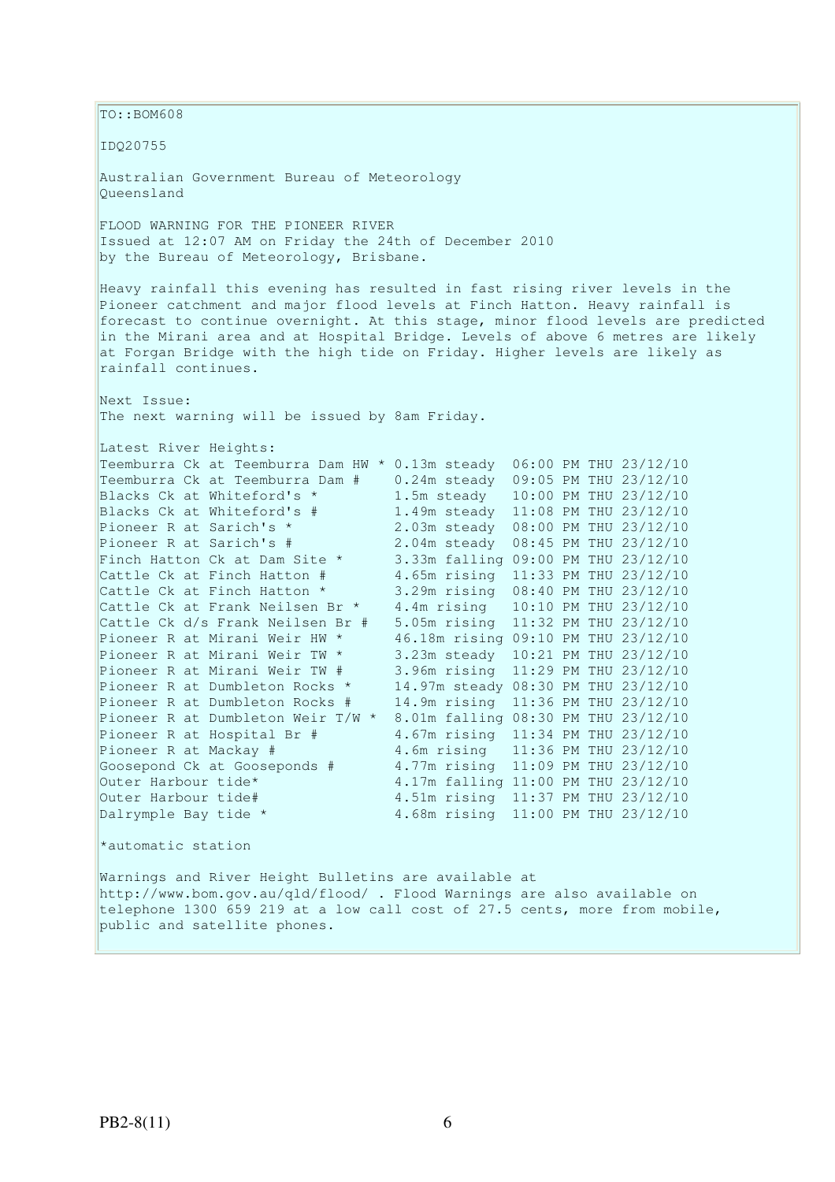TO::BOM608

IDQ20755

Australian Government Bureau of Meteorology
Queensland

FLOOD WARNING FOR THE PIONEER RIVER
Issued at 12:07 AM on Friday the 24th of December 2010
by the Bureau of Meteorology, Brisbane.

Heavy rainfall this evening has resulted in fast rising river levels in the Pioneer catchment and major flood levels at Finch Hatton. Heavy rainfall is forecast to continue overnight. At this stage, minor flood levels are predicted in the Mirani area and at Hospital Bridge. Levels of above 6 metres are likely at Forgan Bridge with the high tide on Friday. Higher levels are likely as rainfall continues.

Next Issue:
The next warning will be issued by 8am Friday.

Latest River Heights:

```
Teemburra Ck at Teemburra Dam HW * 0.13m steady  06:00 PM THU 23/12/10
Teemburra Ck at Teemburra Dam #    0.24m steady  09:05 PM THU 23/12/10
Blacks Ck at Whiteford's *         1.5m steady   10:00 PM THU 23/12/10
Blacks Ck at Whiteford's #         1.49m steady  11:08 PM THU 23/12/10
Pioneer R at Sarich's *            2.03m steady  08:00 PM THU 23/12/10
Pioneer R at Sarich's #            2.04m steady  08:45 PM THU 23/12/10
Finch Hatton Ck at Dam Site *      3.33m falling 09:00 PM THU 23/12/10
Cattle Ck at Finch Hatton #        4.65m rising  11:33 PM THU 23/12/10
Cattle Ck at Finch Hatton *        3.29m rising  08:40 PM THU 23/12/10
Cattle Ck at Frank Neilsen Br *    4.4m rising   10:10 PM THU 23/12/10
Cattle Ck d/s Frank Neilsen Br #   5.05m rising  11:32 PM THU 23/12/10
Pioneer R at Mirani Weir HW *      46.18m rising 09:10 PM THU 23/12/10
Pioneer R at Mirani Weir TW *      3.23m steady  10:21 PM THU 23/12/10
Pioneer R at Mirani Weir TW #      3.96m rising  11:29 PM THU 23/12/10
Pioneer R at Dumbleton Rocks *     14.97m steady 08:30 PM THU 23/12/10
Pioneer R at Dumbleton Rocks #     14.9m rising  11:36 PM THU 23/12/10
Pioneer R at Dumbleton Weir T/W *  8.01m falling 08:30 PM THU 23/12/10
Pioneer R at Hospital Br #         4.67m rising  11:34 PM THU 23/12/10
Pioneer R at Mackay #              4.6m rising   11:36 PM THU 23/12/10
Goosepond Ck at Gooseponds #       4.77m rising  11:09 PM THU 23/12/10
Outer Harbour tide*                4.17m falling 11:00 PM THU 23/12/10
Outer Harbour tide#                4.51m rising  11:37 PM THU 23/12/10
Dalrymple Bay tide *               4.68m rising  11:00 PM THU 23/12/10
```

*automatic station

Warnings and River Height Bulletins are available at http://www.bom.gov.au/qld/flood/ . Flood Warnings are also available on telephone 1300 659 219 at a low call cost of 27.5 cents, more from mobile, public and satellite phones.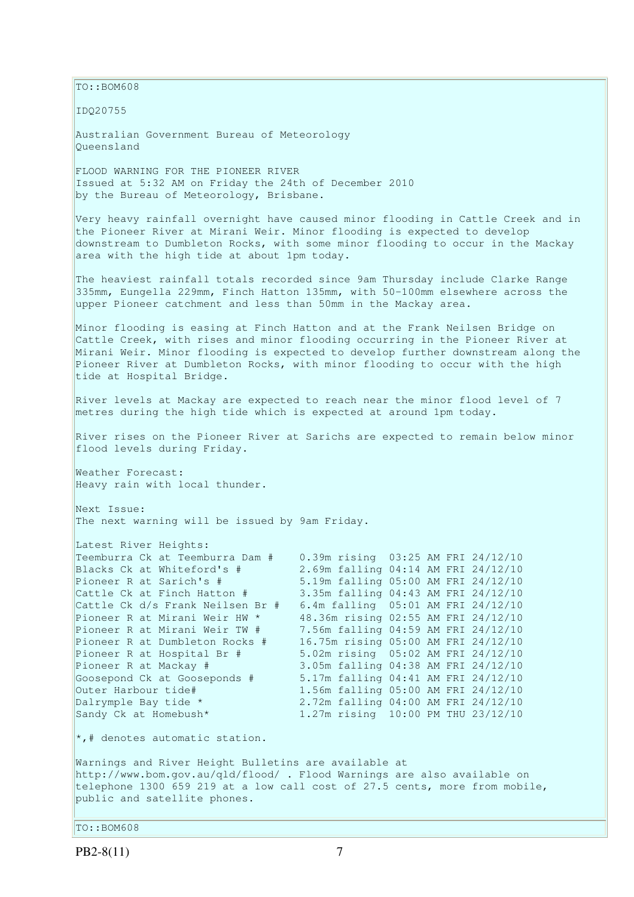TO::BOM608

IDQ20755

Australian Government Bureau of Meteorology
Queensland

FLOOD WARNING FOR THE PIONEER RIVER
Issued at 5:32 AM on Friday the 24th of December 2010
by the Bureau of Meteorology, Brisbane.

Very heavy rainfall overnight have caused minor flooding in Cattle Creek and in the Pioneer River at Mirani Weir. Minor flooding is expected to develop downstream to Dumbleton Rocks, with some minor flooding to occur in the Mackay area with the high tide at about 1pm today.

The heaviest rainfall totals recorded since 9am Thursday include Clarke Range 335mm, Eungella 229mm, Finch Hatton 135mm, with 50-100mm elsewhere across the upper Pioneer catchment and less than 50mm in the Mackay area.

Minor flooding is easing at Finch Hatton and at the Frank Neilsen Bridge on Cattle Creek, with rises and minor flooding occurring in the Pioneer River at Mirani Weir. Minor flooding is expected to develop further downstream along the Pioneer River at Dumbleton Rocks, with minor flooding to occur with the high tide at Hospital Bridge.

River levels at Mackay are expected to reach near the minor flood level of 7 metres during the high tide which is expected at around 1pm today.

River rises on the Pioneer River at Sarichs are expected to remain below minor flood levels during Friday.

Weather Forecast:
Heavy rain with local thunder.

Next Issue:
The next warning will be issued by 9am Friday.

Latest River Heights:

```
Teemburra Ck at Teemburra Dam #    0.39m rising  03:25 AM FRI 24/12/10
Blacks Ck at Whiteford's #         2.69m falling 04:14 AM FRI 24/12/10
Pioneer R at Sarich's #            5.19m falling 05:00 AM FRI 24/12/10
Cattle Ck at Finch Hatton #        3.35m falling 04:43 AM FRI 24/12/10
Cattle Ck d/s Frank Neilsen Br #   6.4m falling  05:01 AM FRI 24/12/10
Pioneer R at Mirani Weir HW *      48.36m rising 02:55 AM FRI 24/12/10
Pioneer R at Mirani Weir TW #      7.56m falling 04:59 AM FRI 24/12/10
Pioneer R at Dumbleton Rocks #     16.75m rising 05:00 AM FRI 24/12/10
Pioneer R at Hospital Br #         5.02m rising  05:02 AM FRI 24/12/10
Pioneer R at Mackay #              3.05m falling 04:38 AM FRI 24/12/10
Goosepond Ck at Gooseponds #       5.17m falling 04:41 AM FRI 24/12/10
Outer Harbour tide#                1.56m falling 05:00 AM FRI 24/12/10
Dalrymple Bay tide *               2.72m falling 04:00 AM FRI 24/12/10
Sandy Ck at Homebush*              1.27m rising  10:00 PM THU 23/12/10
```

*,# denotes automatic station.

Warnings and River Height Bulletins are available at http://www.bom.gov.au/qld/flood/ . Flood Warnings are also available on telephone 1300 659 219 at a low call cost of 27.5 cents, more from mobile, public and satellite phones.

TO::BOM608

PB2-8(11)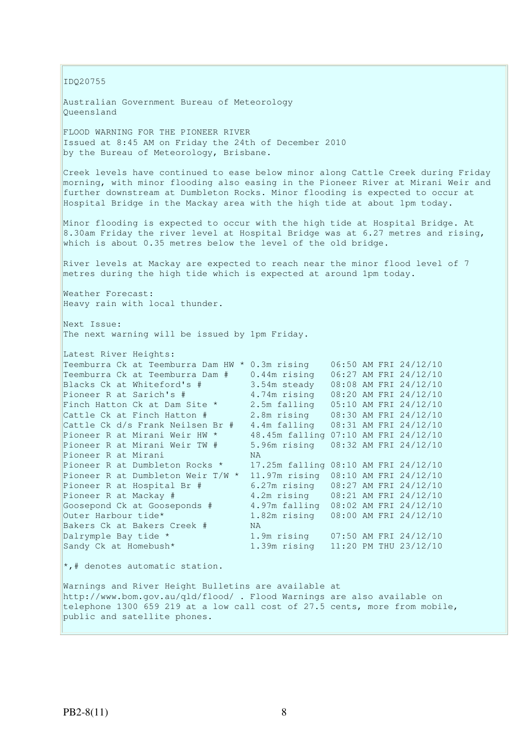IDQ20755

Australian Government Bureau of Meteorology
Queensland

FLOOD WARNING FOR THE PIONEER RIVER
Issued at 8:45 AM on Friday the 24th of December 2010
by the Bureau of Meteorology, Brisbane.

Creek levels have continued to ease below minor along Cattle Creek during Friday morning, with minor flooding also easing in the Pioneer River at Mirani Weir and further downstream at Dumbleton Rocks. Minor flooding is expected to occur at Hospital Bridge in the Mackay area with the high tide at about 1pm today.

Minor flooding is expected to occur with the high tide at Hospital Bridge. At 8.30am Friday the river level at Hospital Bridge was at 6.27 metres and rising, which is about 0.35 metres below the level of the old bridge.

River levels at Mackay are expected to reach near the minor flood level of 7 metres during the high tide which is expected at around 1pm today.

Weather Forecast:
Heavy rain with local thunder.

Next Issue:
The next warning will be issued by 1pm Friday.

Latest River Heights:

```
Teemburra Ck at Teemburra Dam HW * 0.3m rising    06:50 AM FRI 24/12/10
Teemburra Ck at Teemburra Dam #    0.44m rising   06:27 AM FRI 24/12/10
Blacks Ck at Whiteford's #         3.54m steady   08:08 AM FRI 24/12/10
Pioneer R at Sarich's #            4.74m rising   08:20 AM FRI 24/12/10
Finch Hatton Ck at Dam Site *      2.5m falling   05:10 AM FRI 24/12/10
Cattle Ck at Finch Hatton #        2.8m rising    08:30 AM FRI 24/12/10
Cattle Ck d/s Frank Neilsen Br #   4.4m falling   08:31 AM FRI 24/12/10
Pioneer R at Mirani Weir HW *      48.45m falling 07:10 AM FRI 24/12/10
Pioneer R at Mirani Weir TW #      5.96m rising   08:32 AM FRI 24/12/10
Pioneer R at Mirani                NA
Pioneer R at Dumbleton Rocks *     17.25m falling 08:10 AM FRI 24/12/10
Pioneer R at Dumbleton Weir T/W *  11.97m rising  08:10 AM FRI 24/12/10
Pioneer R at Hospital Br #         6.27m rising   08:27 AM FRI 24/12/10
Pioneer R at Mackay #              4.2m rising    08:21 AM FRI 24/12/10
Goosepond Ck at Gooseponds #       4.97m falling  08:02 AM FRI 24/12/10
Outer Harbour tide*                1.82m rising   08:00 AM FRI 24/12/10
Bakers Ck at Bakers Creek #        NA
Dalrymple Bay tide *               1.9m rising    07:50 AM FRI 24/12/10
Sandy Ck at Homebush*              1.39m rising   11:20 PM THU 23/12/10
```

*,# denotes automatic station.

Warnings and River Height Bulletins are available at http://www.bom.gov.au/qld/flood/ . Flood Warnings are also available on telephone 1300 659 219 at a low call cost of 27.5 cents, more from mobile, public and satellite phones.

PB2-8(11)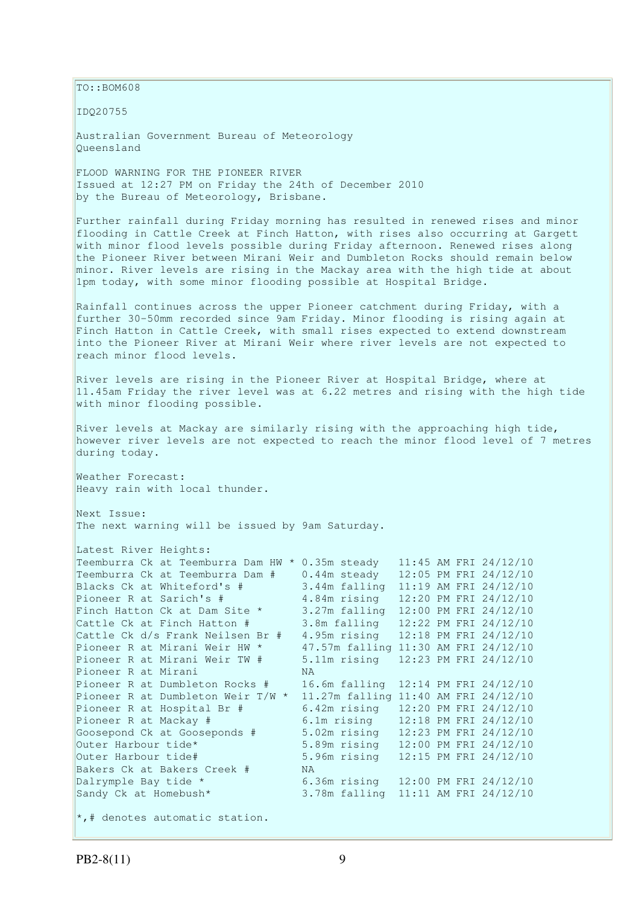TO::BOM608

IDQ20755

Australian Government Bureau of Meteorology
Queensland

FLOOD WARNING FOR THE PIONEER RIVER
Issued at 12:27 PM on Friday the 24th of December 2010
by the Bureau of Meteorology, Brisbane.

Further rainfall during Friday morning has resulted in renewed rises and minor flooding in Cattle Creek at Finch Hatton, with rises also occurring at Gargett with minor flood levels possible during Friday afternoon. Renewed rises along the Pioneer River between Mirani Weir and Dumbleton Rocks should remain below minor. River levels are rising in the Mackay area with the high tide at about 1pm today, with some minor flooding possible at Hospital Bridge.

Rainfall continues across the upper Pioneer catchment during Friday, with a further 30-50mm recorded since 9am Friday. Minor flooding is rising again at Finch Hatton in Cattle Creek, with small rises expected to extend downstream into the Pioneer River at Mirani Weir where river levels are not expected to reach minor flood levels.

River levels are rising in the Pioneer River at Hospital Bridge, where at 11.45am Friday the river level was at 6.22 metres and rising with the high tide with minor flooding possible.

River levels at Mackay are similarly rising with the approaching high tide, however river levels are not expected to reach the minor flood level of 7 metres during today.

Weather Forecast:
Heavy rain with local thunder.

Next Issue:
The next warning will be issued by 9am Saturday.

Latest River Heights:

| Station | Height | Time |
|---|---|---|
| Teemburra Ck at Teemburra Dam HW * | 0.35m steady | 11:45 AM FRI 24/12/10 |
| Teemburra Ck at Teemburra Dam # | 0.44m steady | 12:05 PM FRI 24/12/10 |
| Blacks Ck at Whiteford's # | 3.44m falling | 11:19 AM FRI 24/12/10 |
| Pioneer R at Sarich's # | 4.84m rising | 12:20 PM FRI 24/12/10 |
| Finch Hatton Ck at Dam Site * | 3.27m falling | 12:00 PM FRI 24/12/10 |
| Cattle Ck at Finch Hatton # | 3.8m falling | 12:22 PM FRI 24/12/10 |
| Cattle Ck d/s Frank Neilsen Br # | 4.95m rising | 12:18 PM FRI 24/12/10 |
| Pioneer R at Mirani Weir HW * | 47.57m falling | 11:30 AM FRI 24/12/10 |
| Pioneer R at Mirani Weir TW # | 5.11m rising | 12:23 PM FRI 24/12/10 |
| Pioneer R at Mirani | NA | |
| Pioneer R at Dumbleton Rocks # | 16.6m falling | 12:14 PM FRI 24/12/10 |
| Pioneer R at Dumbleton Weir T/W * | 11.27m falling | 11:40 AM FRI 24/12/10 |
| Pioneer R at Hospital Br # | 6.42m rising | 12:20 PM FRI 24/12/10 |
| Pioneer R at Mackay # | 6.1m rising | 12:18 PM FRI 24/12/10 |
| Goosepond Ck at Gooseponds # | 5.02m rising | 12:23 PM FRI 24/12/10 |
| Outer Harbour tide* | 5.89m rising | 12:00 PM FRI 24/12/10 |
| Outer Harbour tide# | 5.96m rising | 12:15 PM FRI 24/12/10 |
| Bakers Ck at Bakers Creek # | NA | |
| Dalrymple Bay tide * | 6.36m rising | 12:00 PM FRI 24/12/10 |
| Sandy Ck at Homebush* | 3.78m falling | 11:11 AM FRI 24/12/10 |

*,# denotes automatic station.

PB2-8(11)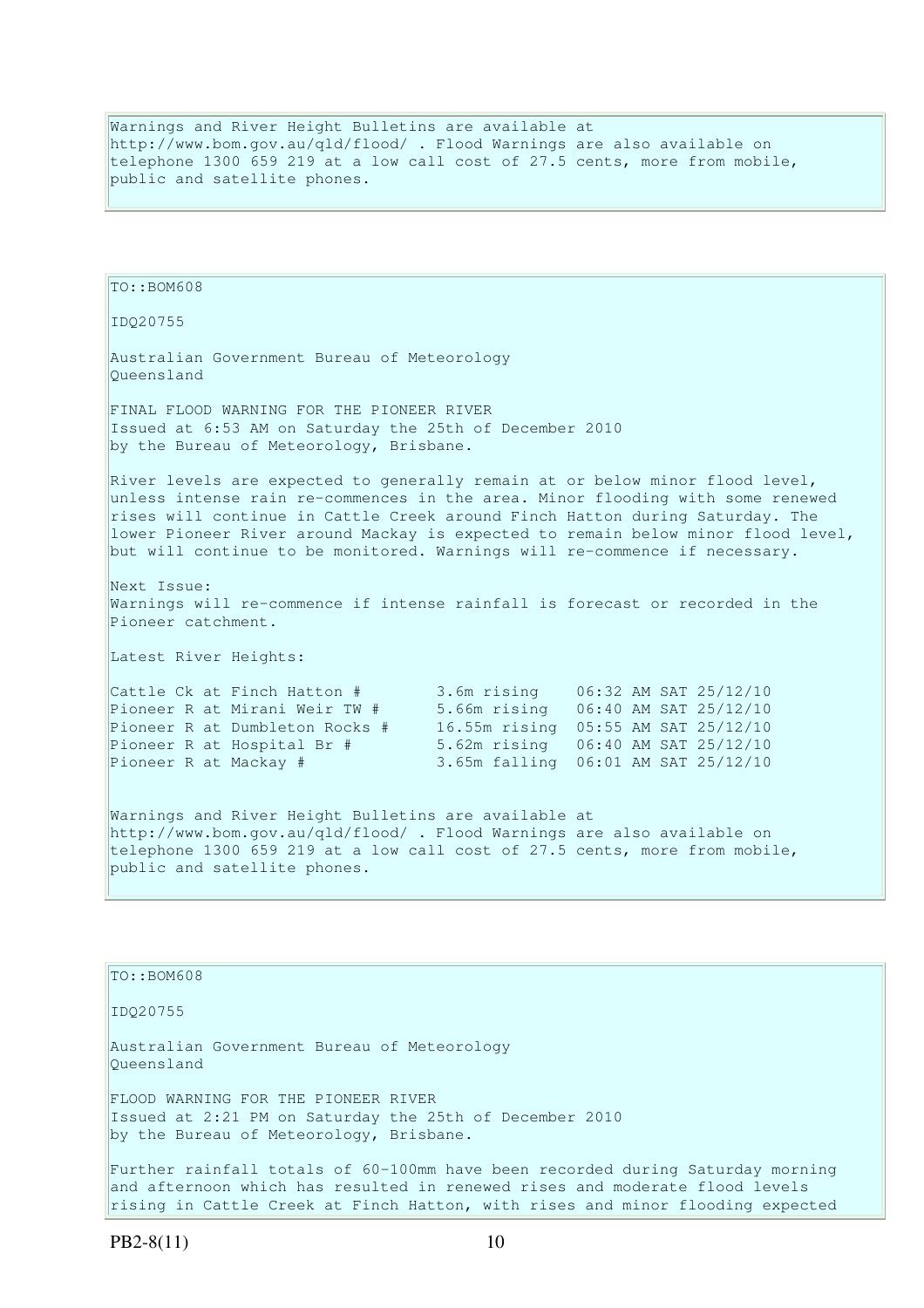Warnings and River Height Bulletins are available at http://www.bom.gov.au/qld/flood/ . Flood Warnings are also available on telephone 1300 659 219 at a low call cost of 27.5 cents, more from mobile, public and satellite phones.

TO::BOM608

IDQ20755

Australian Government Bureau of Meteorology
Queensland

FINAL FLOOD WARNING FOR THE PIONEER RIVER
Issued at 6:53 AM on Saturday the 25th of December 2010
by the Bureau of Meteorology, Brisbane.

River levels are expected to generally remain at or below minor flood level, unless intense rain re-commences in the area. Minor flooding with some renewed rises will continue in Cattle Creek around Finch Hatton during Saturday. The lower Pioneer River around Mackay is expected to remain below minor flood level, but will continue to be monitored. Warnings will re-commence if necessary.

Next Issue:
Warnings will re-commence if intense rainfall is forecast or recorded in the Pioneer catchment.

Latest River Heights:

| | | |
|---|---|---|
| Cattle Ck at Finch Hatton # | 3.6m rising | 06:32 AM SAT 25/12/10 |
| Pioneer R at Mirani Weir TW # | 5.66m rising | 06:40 AM SAT 25/12/10 |
| Pioneer R at Dumbleton Rocks # | 16.55m rising | 05:55 AM SAT 25/12/10 |
| Pioneer R at Hospital Br # | 5.62m rising | 06:40 AM SAT 25/12/10 |
| Pioneer R at Mackay # | 3.65m falling | 06:01 AM SAT 25/12/10 |

Warnings and River Height Bulletins are available at http://www.bom.gov.au/qld/flood/ . Flood Warnings are also available on telephone 1300 659 219 at a low call cost of 27.5 cents, more from mobile, public and satellite phones.

TO::BOM608

IDQ20755

Australian Government Bureau of Meteorology
Queensland

FLOOD WARNING FOR THE PIONEER RIVER
Issued at 2:21 PM on Saturday the 25th of December 2010
by the Bureau of Meteorology, Brisbane.

Further rainfall totals of 60-100mm have been recorded during Saturday morning and afternoon which has resulted in renewed rises and moderate flood levels rising in Cattle Creek at Finch Hatton, with rises and minor flooding expected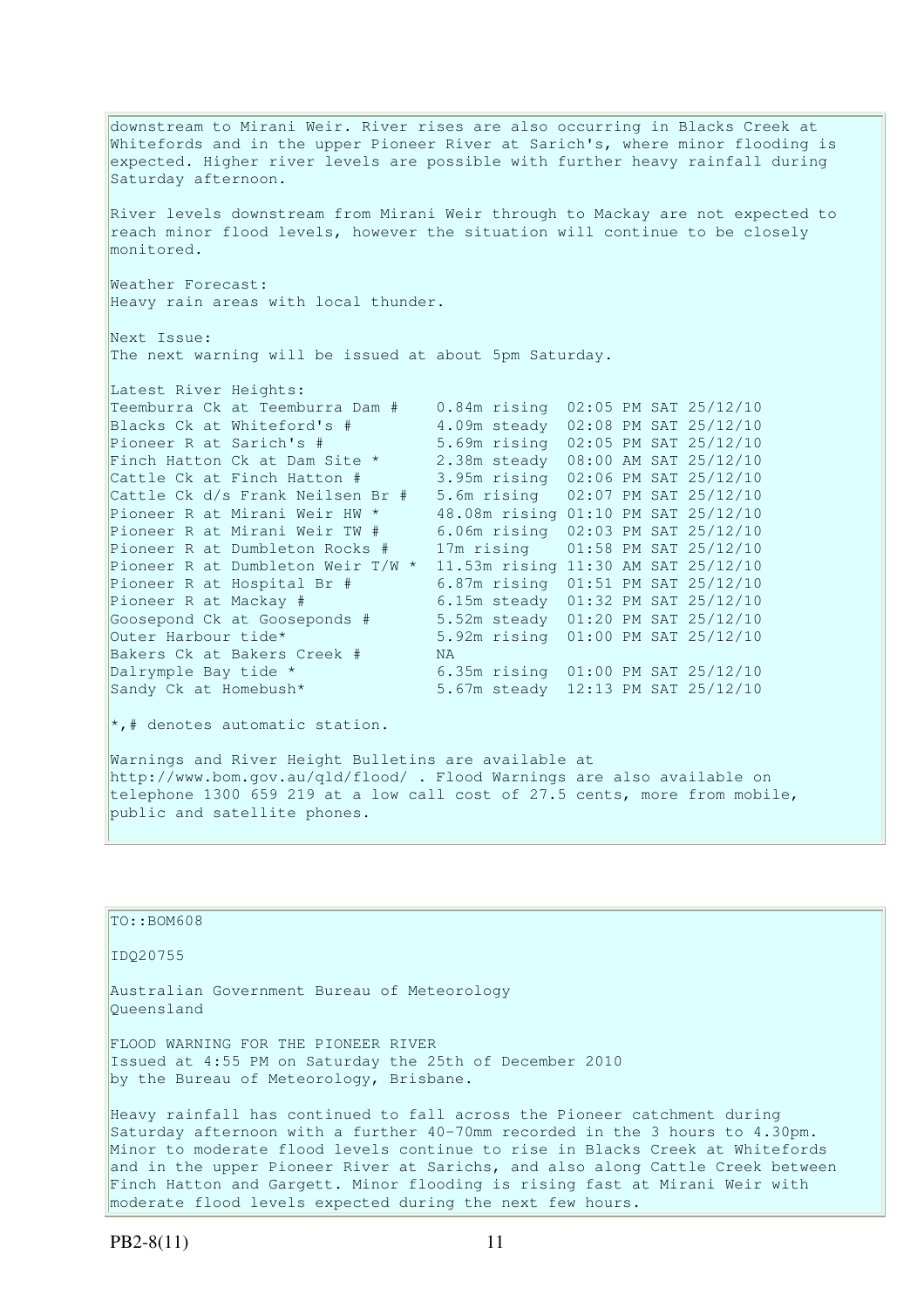downstream to Mirani Weir. River rises are also occurring in Blacks Creek at Whitefords and in the upper Pioneer River at Sarich's, where minor flooding is expected. Higher river levels are possible with further heavy rainfall during Saturday afternoon.

River levels downstream from Mirani Weir through to Mackay are not expected to reach minor flood levels, however the situation will continue to be closely monitored.

Weather Forecast:
Heavy rain areas with local thunder.

Next Issue:
The next warning will be issued at about 5pm Saturday.

Latest River Heights:

```
Teemburra Ck at Teemburra Dam #    0.84m rising  02:05 PM SAT 25/12/10
Blacks Ck at Whiteford's #         4.09m steady  02:08 PM SAT 25/12/10
Pioneer R at Sarich's #            5.69m rising  02:05 PM SAT 25/12/10
Finch Hatton Ck at Dam Site *      2.38m steady  08:00 AM SAT 25/12/10
Cattle Ck at Finch Hatton #        3.95m rising  02:06 PM SAT 25/12/10
Cattle Ck d/s Frank Neilsen Br #   5.6m rising   02:07 PM SAT 25/12/10
Pioneer R at Mirani Weir HW *      48.08m rising 01:10 PM SAT 25/12/10
Pioneer R at Mirani Weir TW #      6.06m rising  02:03 PM SAT 25/12/10
Pioneer R at Dumbleton Rocks #     17m rising    01:58 PM SAT 25/12/10
Pioneer R at Dumbleton Weir T/W *  11.53m rising 11:30 AM SAT 25/12/10
Pioneer R at Hospital Br #         6.87m rising  01:51 PM SAT 25/12/10
Pioneer R at Mackay #              6.15m steady  01:32 PM SAT 25/12/10
Goosepond Ck at Gooseponds #       5.52m steady  01:20 PM SAT 25/12/10
Outer Harbour tide*                5.92m rising  01:00 PM SAT 25/12/10
Bakers Ck at Bakers Creek #        NA
Dalrymple Bay tide *               6.35m rising  01:00 PM SAT 25/12/10
Sandy Ck at Homebush*              5.67m steady  12:13 PM SAT 25/12/10
```

*,# denotes automatic station.

Warnings and River Height Bulletins are available at http://www.bom.gov.au/qld/flood/ . Flood Warnings are also available on telephone 1300 659 219 at a low call cost of 27.5 cents, more from mobile, public and satellite phones.

TO::BOM608

IDQ20755

Australian Government Bureau of Meteorology
Queensland

FLOOD WARNING FOR THE PIONEER RIVER
Issued at 4:55 PM on Saturday the 25th of December 2010
by the Bureau of Meteorology, Brisbane.

Heavy rainfall has continued to fall across the Pioneer catchment during Saturday afternoon with a further 40-70mm recorded in the 3 hours to 4.30pm. Minor to moderate flood levels continue to rise in Blacks Creek at Whitefords and in the upper Pioneer River at Sarichs, and also along Cattle Creek between Finch Hatton and Gargett. Minor flooding is rising fast at Mirani Weir with moderate flood levels expected during the next few hours.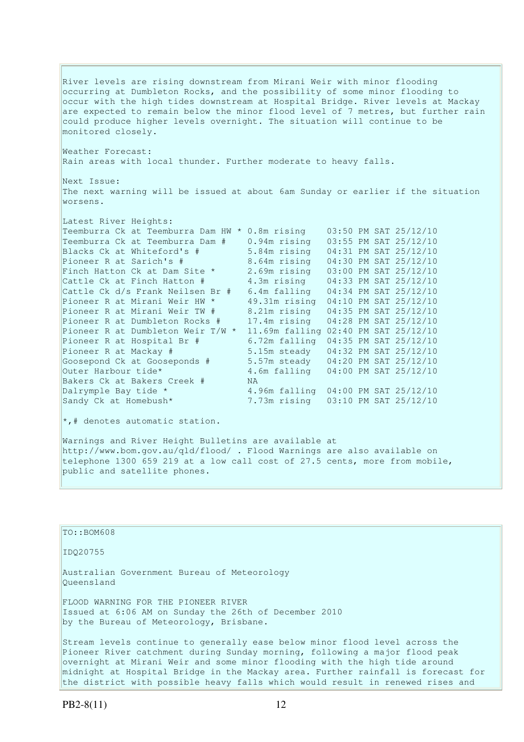River levels are rising downstream from Mirani Weir with minor flooding occurring at Dumbleton Rocks, and the possibility of some minor flooding to occur with the high tides downstream at Hospital Bridge. River levels at Mackay are expected to remain below the minor flood level of 7 metres, but further rain could produce higher levels overnight. The situation will continue to be monitored closely.

Weather Forecast:
Rain areas with local thunder. Further moderate to heavy falls.

Next Issue:
The next warning will be issued at about 6am Sunday or earlier if the situation worsens.

Latest River Heights:

| Station | Height | Time |
|---|---|---|
| Teemburra Ck at Teemburra Dam HW * | 0.8m rising | 03:50 PM SAT 25/12/10 |
| Teemburra Ck at Teemburra Dam # | 0.94m rising | 03:55 PM SAT 25/12/10 |
| Blacks Ck at Whiteford's # | 5.84m rising | 04:31 PM SAT 25/12/10 |
| Pioneer R at Sarich's # | 8.64m rising | 04:30 PM SAT 25/12/10 |
| Finch Hatton Ck at Dam Site * | 2.69m rising | 03:00 PM SAT 25/12/10 |
| Cattle Ck at Finch Hatton # | 4.3m rising | 04:33 PM SAT 25/12/10 |
| Cattle Ck d/s Frank Neilsen Br # | 6.4m falling | 04:34 PM SAT 25/12/10 |
| Pioneer R at Mirani Weir HW * | 49.31m rising | 04:10 PM SAT 25/12/10 |
| Pioneer R at Mirani Weir TW # | 8.21m rising | 04:35 PM SAT 25/12/10 |
| Pioneer R at Dumbleton Rocks # | 17.4m rising | 04:28 PM SAT 25/12/10 |
| Pioneer R at Dumbleton Weir T/W * | 11.69m falling | 02:40 PM SAT 25/12/10 |
| Pioneer R at Hospital Br # | 6.72m falling | 04:35 PM SAT 25/12/10 |
| Pioneer R at Mackay # | 5.15m steady | 04:32 PM SAT 25/12/10 |
| Goosepond Ck at Gooseponds # | 5.57m steady | 04:20 PM SAT 25/12/10 |
| Outer Harbour tide* | 4.6m falling | 04:00 PM SAT 25/12/10 |
| Bakers Ck at Bakers Creek # | NA | |
| Dalrymple Bay tide * | 4.96m falling | 04:00 PM SAT 25/12/10 |
| Sandy Ck at Homebush* | 7.73m rising | 03:10 PM SAT 25/12/10 |

*,# denotes automatic station.

Warnings and River Height Bulletins are available at http://www.bom.gov.au/qld/flood/ . Flood Warnings are also available on telephone 1300 659 219 at a low call cost of 27.5 cents, more from mobile, public and satellite phones.

---

TO::BOM608

IDQ20755

Australian Government Bureau of Meteorology
Queensland

FLOOD WARNING FOR THE PIONEER RIVER
Issued at 6:06 AM on Sunday the 26th of December 2010
by the Bureau of Meteorology, Brisbane.

Stream levels continue to generally ease below minor flood level across the Pioneer River catchment during Sunday morning, following a major flood peak overnight at Mirani Weir and some minor flooding with the high tide around midnight at Hospital Bridge in the Mackay area. Further rainfall is forecast for the district with possible heavy falls which would result in renewed rises and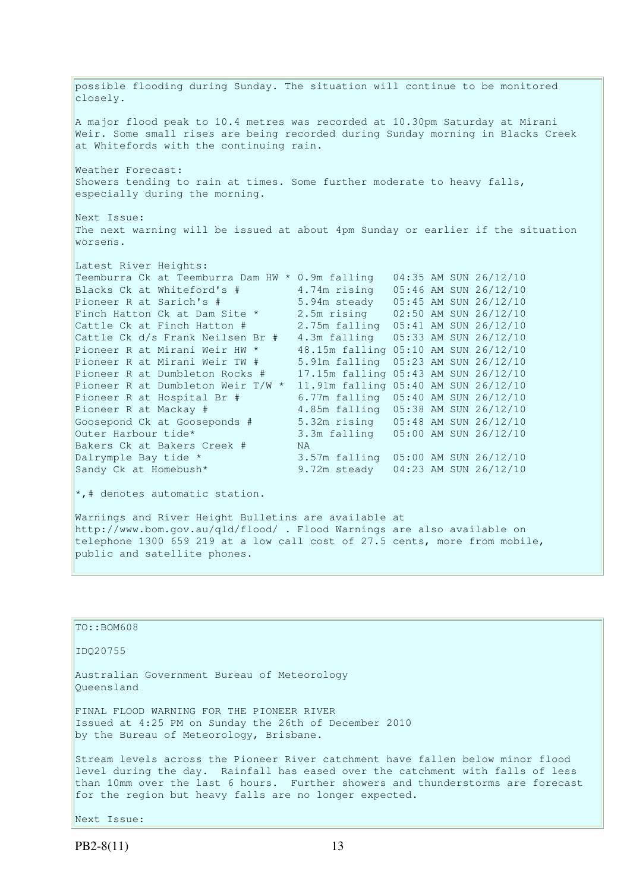possible flooding during Sunday. The situation will continue to be monitored closely.

A major flood peak to 10.4 metres was recorded at 10.30pm Saturday at Mirani Weir. Some small rises are being recorded during Sunday morning in Blacks Creek at Whitefords with the continuing rain.

Weather Forecast:
Showers tending to rain at times. Some further moderate to heavy falls, especially during the morning.

Next Issue:
The next warning will be issued at about 4pm Sunday or earlier if the situation worsens.

Latest River Heights:

```
Teemburra Ck at Teemburra Dam HW * 0.9m falling   04:35 AM SUN 26/12/10
Blacks Ck at Whiteford's #         4.74m rising   05:46 AM SUN 26/12/10
Pioneer R at Sarich's #            5.94m steady   05:45 AM SUN 26/12/10
Finch Hatton Ck at Dam Site *      2.5m rising    02:50 AM SUN 26/12/10
Cattle Ck at Finch Hatton #        2.75m falling  05:41 AM SUN 26/12/10
Cattle Ck d/s Frank Neilsen Br #   4.3m falling   05:33 AM SUN 26/12/10
Pioneer R at Mirani Weir HW *      48.15m falling 05:10 AM SUN 26/12/10
Pioneer R at Mirani Weir TW #      5.91m falling  05:23 AM SUN 26/12/10
Pioneer R at Dumbleton Rocks #     17.15m falling 05:43 AM SUN 26/12/10
Pioneer R at Dumbleton Weir T/W *  11.91m falling 05:40 AM SUN 26/12/10
Pioneer R at Hospital Br #         6.77m falling  05:40 AM SUN 26/12/10
Pioneer R at Mackay #              4.85m falling  05:38 AM SUN 26/12/10
Goosepond Ck at Gooseponds #       5.32m rising   05:48 AM SUN 26/12/10
Outer Harbour tide*                3.3m falling   05:00 AM SUN 26/12/10
Bakers Ck at Bakers Creek #        NA
Dalrymple Bay tide *               3.57m falling  05:00 AM SUN 26/12/10
Sandy Ck at Homebush*              9.72m steady   04:23 AM SUN 26/12/10
```

*,# denotes automatic station.

Warnings and River Height Bulletins are available at http://www.bom.gov.au/qld/flood/ . Flood Warnings are also available on telephone 1300 659 219 at a low call cost of 27.5 cents, more from mobile, public and satellite phones.

TO::BOM608

IDQ20755

Australian Government Bureau of Meteorology
Queensland

FINAL FLOOD WARNING FOR THE PIONEER RIVER
Issued at 4:25 PM on Sunday the 26th of December 2010
by the Bureau of Meteorology, Brisbane.

Stream levels across the Pioneer River catchment have fallen below minor flood level during the day. Rainfall has eased over the catchment with falls of less than 10mm over the last 6 hours. Further showers and thunderstorms are forecast for the region but heavy falls are no longer expected.

Next Issue: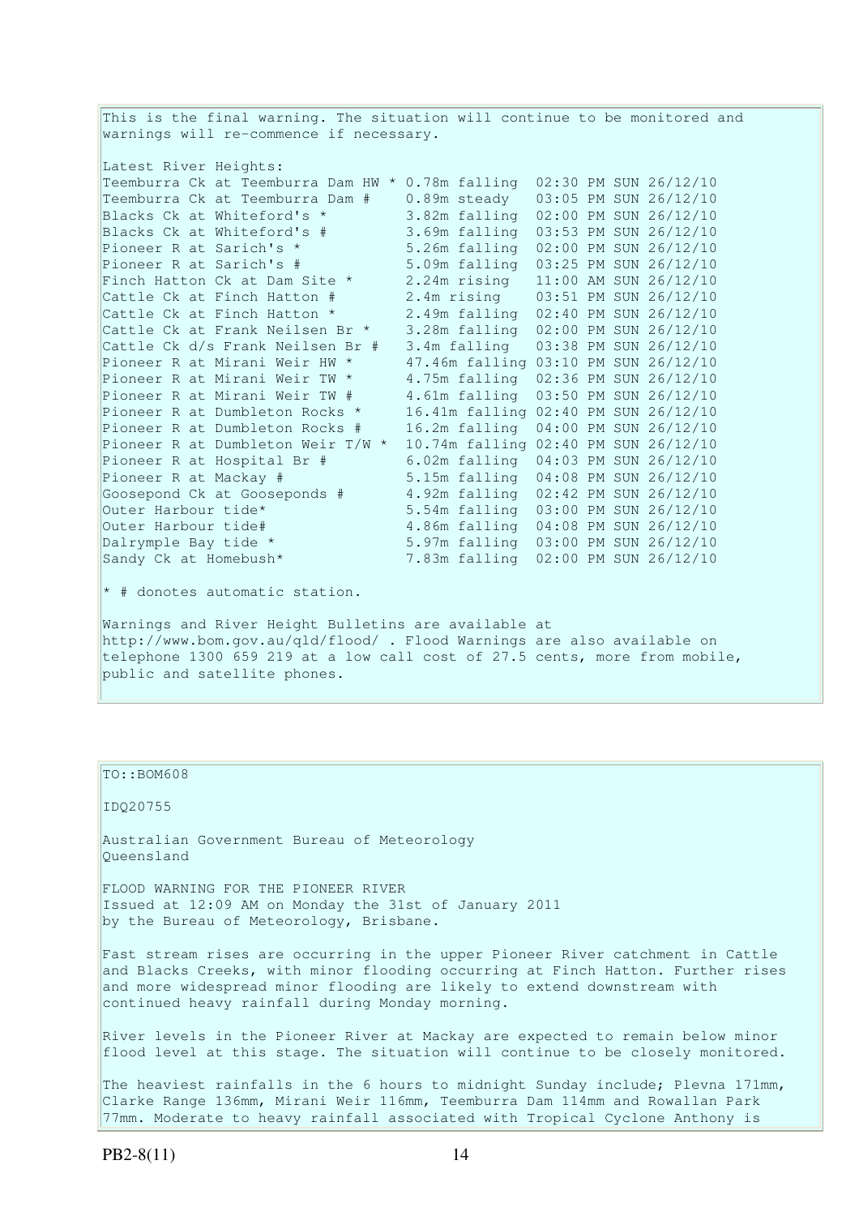This is the final warning. The situation will continue to be monitored and warnings will re-commence if necessary.

Latest River Heights:

| Station | Height | Time |
| --- | --- | --- |
| Teemburra Ck at Teemburra Dam HW * | 0.78m falling | 02:30 PM SUN 26/12/10 |
| Teemburra Ck at Teemburra Dam # | 0.89m steady | 03:05 PM SUN 26/12/10 |
| Blacks Ck at Whiteford's * | 3.82m falling | 02:00 PM SUN 26/12/10 |
| Blacks Ck at Whiteford's # | 3.69m falling | 03:53 PM SUN 26/12/10 |
| Pioneer R at Sarich's * | 5.26m falling | 02:00 PM SUN 26/12/10 |
| Pioneer R at Sarich's # | 5.09m falling | 03:25 PM SUN 26/12/10 |
| Finch Hatton Ck at Dam Site * | 2.24m rising | 11:00 AM SUN 26/12/10 |
| Cattle Ck at Finch Hatton # | 2.4m rising | 03:51 PM SUN 26/12/10 |
| Cattle Ck at Finch Hatton * | 2.49m falling | 02:40 PM SUN 26/12/10 |
| Cattle Ck at Frank Neilsen Br * | 3.28m falling | 02:00 PM SUN 26/12/10 |
| Cattle Ck d/s Frank Neilsen Br # | 3.4m falling | 03:38 PM SUN 26/12/10 |
| Pioneer R at Mirani Weir HW * | 47.46m falling | 03:10 PM SUN 26/12/10 |
| Pioneer R at Mirani Weir TW * | 4.75m falling | 02:36 PM SUN 26/12/10 |
| Pioneer R at Mirani Weir TW # | 4.61m falling | 03:50 PM SUN 26/12/10 |
| Pioneer R at Dumbleton Rocks * | 16.41m falling | 02:40 PM SUN 26/12/10 |
| Pioneer R at Dumbleton Rocks # | 16.2m falling | 04:00 PM SUN 26/12/10 |
| Pioneer R at Dumbleton Weir T/W * | 10.74m falling | 02:40 PM SUN 26/12/10 |
| Pioneer R at Hospital Br # | 6.02m falling | 04:03 PM SUN 26/12/10 |
| Pioneer R at Mackay # | 5.15m falling | 04:08 PM SUN 26/12/10 |
| Goosepond Ck at Gooseponds # | 4.92m falling | 02:42 PM SUN 26/12/10 |
| Outer Harbour tide* | 5.54m falling | 03:00 PM SUN 26/12/10 |
| Outer Harbour tide# | 4.86m falling | 04:08 PM SUN 26/12/10 |
| Dalrymple Bay tide * | 5.97m falling | 03:00 PM SUN 26/12/10 |
| Sandy Ck at Homebush* | 7.83m falling | 02:00 PM SUN 26/12/10 |

* # donotes automatic station.

Warnings and River Height Bulletins are available at http://www.bom.gov.au/qld/flood/ . Flood Warnings are also available on telephone 1300 659 219 at a low call cost of 27.5 cents, more from mobile, public and satellite phones.

TO::BOM608

IDQ20755

Australian Government Bureau of Meteorology
Queensland

FLOOD WARNING FOR THE PIONEER RIVER
Issued at 12:09 AM on Monday the 31st of January 2011
by the Bureau of Meteorology, Brisbane.

Fast stream rises are occurring in the upper Pioneer River catchment in Cattle and Blacks Creeks, with minor flooding occurring at Finch Hatton. Further rises and more widespread minor flooding are likely to extend downstream with continued heavy rainfall during Monday morning.

River levels in the Pioneer River at Mackay are expected to remain below minor flood level at this stage. The situation will continue to be closely monitored.

The heaviest rainfalls in the 6 hours to midnight Sunday include; Plevna 171mm, Clarke Range 136mm, Mirani Weir 116mm, Teemburra Dam 114mm and Rowallan Park 77mm. Moderate to heavy rainfall associated with Tropical Cyclone Anthony is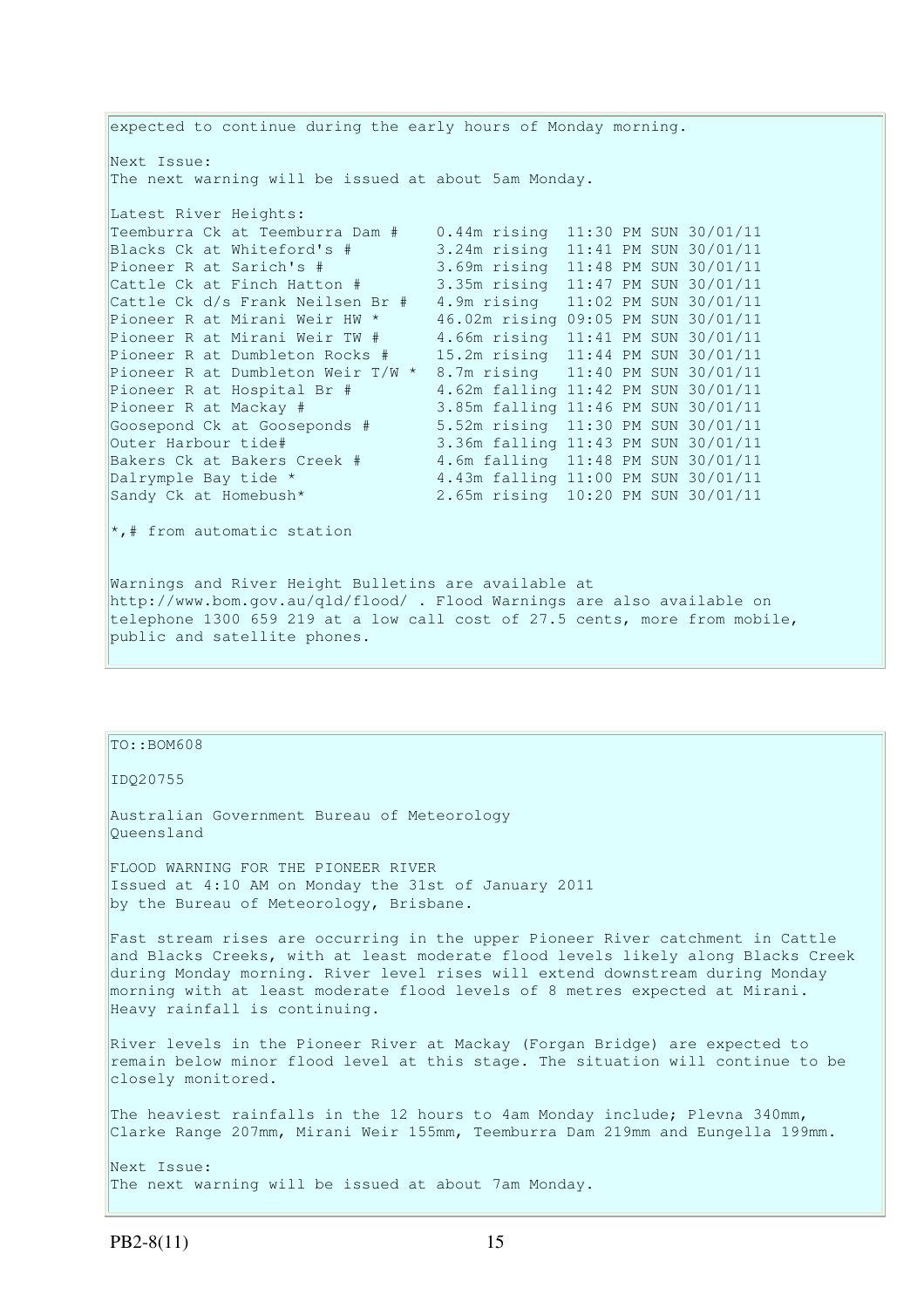expected to continue during the early hours of Monday morning.

Next Issue:
The next warning will be issued at about 5am Monday.

Latest River Heights:

| | | |
|---|---|---|
| Teemburra Ck at Teemburra Dam # | 0.44m rising | 11:30 PM SUN 30/01/11 |
| Blacks Ck at Whiteford's # | 3.24m rising | 11:41 PM SUN 30/01/11 |
| Pioneer R at Sarich's # | 3.69m rising | 11:48 PM SUN 30/01/11 |
| Cattle Ck at Finch Hatton # | 3.35m rising | 11:47 PM SUN 30/01/11 |
| Cattle Ck d/s Frank Neilsen Br # | 4.9m rising | 11:02 PM SUN 30/01/11 |
| Pioneer R at Mirani Weir HW * | 46.02m rising | 09:05 PM SUN 30/01/11 |
| Pioneer R at Mirani Weir TW # | 4.66m rising | 11:41 PM SUN 30/01/11 |
| Pioneer R at Dumbleton Rocks # | 15.2m rising | 11:44 PM SUN 30/01/11 |
| Pioneer R at Dumbleton Weir T/W * | 8.7m rising | 11:40 PM SUN 30/01/11 |
| Pioneer R at Hospital Br # | 4.62m falling | 11:42 PM SUN 30/01/11 |
| Pioneer R at Mackay # | 3.85m falling | 11:46 PM SUN 30/01/11 |
| Goosepond Ck at Gooseponds # | 5.52m rising | 11:30 PM SUN 30/01/11 |
| Outer Harbour tide# | 3.36m falling | 11:43 PM SUN 30/01/11 |
| Bakers Ck at Bakers Creek # | 4.6m falling | 11:48 PM SUN 30/01/11 |
| Dalrymple Bay tide * | 4.43m falling | 11:00 PM SUN 30/01/11 |
| Sandy Ck at Homebush* | 2.65m rising | 10:20 PM SUN 30/01/11 |

*,# from automatic station

Warnings and River Height Bulletins are available at http://www.bom.gov.au/qld/flood/ . Flood Warnings are also available on telephone 1300 659 219 at a low call cost of 27.5 cents, more from mobile, public and satellite phones.

---

TO::BOM608

IDQ20755

Australian Government Bureau of Meteorology
Queensland

FLOOD WARNING FOR THE PIONEER RIVER
Issued at 4:10 AM on Monday the 31st of January 2011
by the Bureau of Meteorology, Brisbane.

Fast stream rises are occurring in the upper Pioneer River catchment in Cattle and Blacks Creeks, with at least moderate flood levels likely along Blacks Creek during Monday morning. River level rises will extend downstream during Monday morning with at least moderate flood levels of 8 metres expected at Mirani. Heavy rainfall is continuing.

River levels in the Pioneer River at Mackay (Forgan Bridge) are expected to remain below minor flood level at this stage. The situation will continue to be closely monitored.

The heaviest rainfalls in the 12 hours to 4am Monday include; Plevna 340mm, Clarke Range 207mm, Mirani Weir 155mm, Teemburra Dam 219mm and Eungella 199mm.

Next Issue:
The next warning will be issued at about 7am Monday.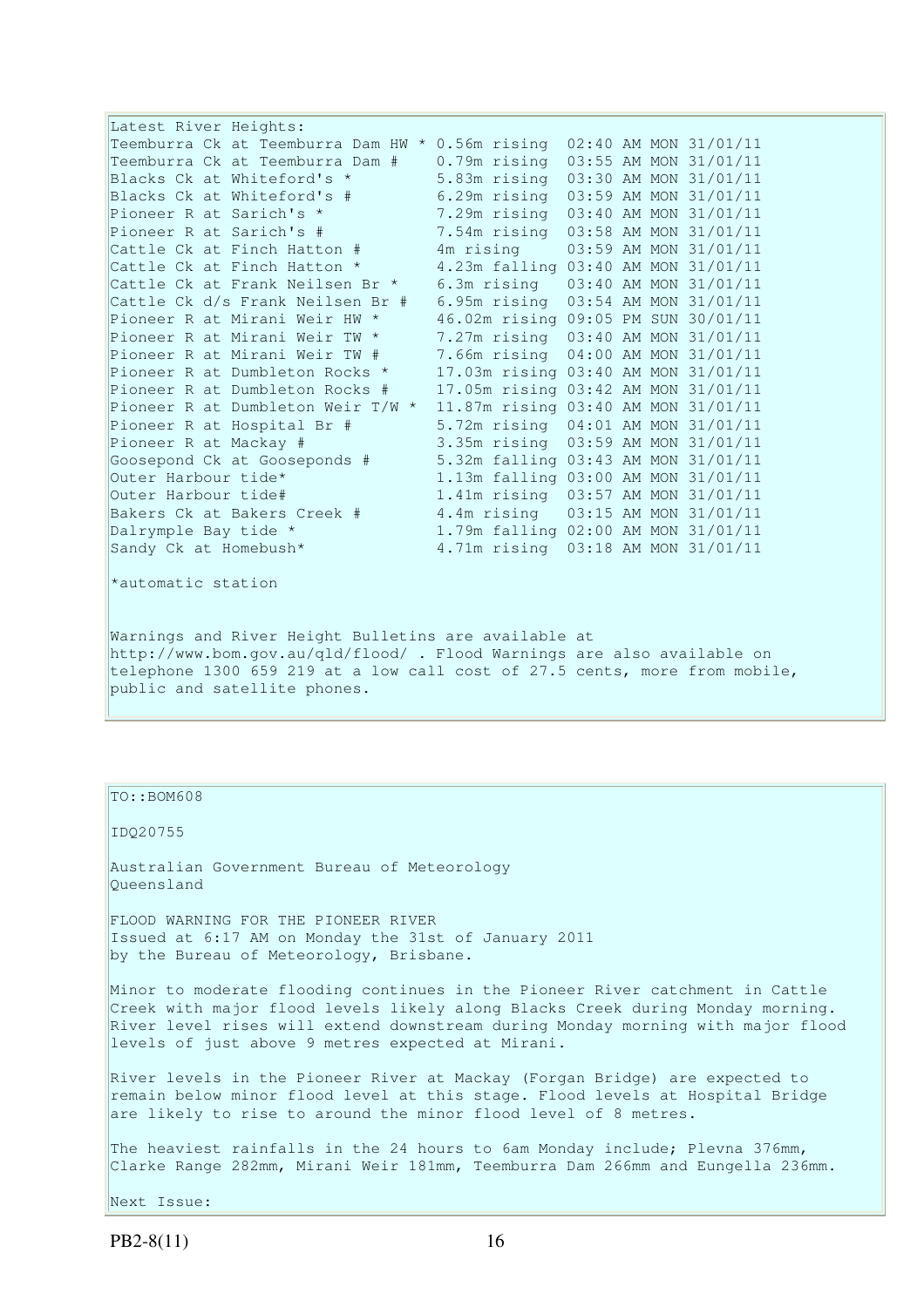Latest River Heights:

| Station | Height | Time |
|---|---|---|
| Teemburra Ck at Teemburra Dam HW * | 0.56m rising | 02:40 AM MON 31/01/11 |
| Teemburra Ck at Teemburra Dam # | 0.79m rising | 03:55 AM MON 31/01/11 |
| Blacks Ck at Whiteford's * | 5.83m rising | 03:30 AM MON 31/01/11 |
| Blacks Ck at Whiteford's # | 6.29m rising | 03:59 AM MON 31/01/11 |
| Pioneer R at Sarich's * | 7.29m rising | 03:40 AM MON 31/01/11 |
| Pioneer R at Sarich's # | 7.54m rising | 03:58 AM MON 31/01/11 |
| Cattle Ck at Finch Hatton # | 4m rising | 03:59 AM MON 31/01/11 |
| Cattle Ck at Finch Hatton * | 4.23m falling | 03:40 AM MON 31/01/11 |
| Cattle Ck at Frank Neilsen Br * | 6.3m rising | 03:40 AM MON 31/01/11 |
| Cattle Ck d/s Frank Neilsen Br # | 6.95m rising | 03:54 AM MON 31/01/11 |
| Pioneer R at Mirani Weir HW * | 46.02m rising | 09:05 PM SUN 30/01/11 |
| Pioneer R at Mirani Weir TW * | 7.27m rising | 03:40 AM MON 31/01/11 |
| Pioneer R at Mirani Weir TW # | 7.66m rising | 04:00 AM MON 31/01/11 |
| Pioneer R at Dumbleton Rocks * | 17.03m rising | 03:40 AM MON 31/01/11 |
| Pioneer R at Dumbleton Rocks # | 17.05m rising | 03:42 AM MON 31/01/11 |
| Pioneer R at Dumbleton Weir T/W * | 11.87m rising | 03:40 AM MON 31/01/11 |
| Pioneer R at Hospital Br # | 5.72m rising | 04:01 AM MON 31/01/11 |
| Pioneer R at Mackay # | 3.35m rising | 03:59 AM MON 31/01/11 |
| Goosepond Ck at Gooseponds # | 5.32m falling | 03:43 AM MON 31/01/11 |
| Outer Harbour tide* | 1.13m falling | 03:00 AM MON 31/01/11 |
| Outer Harbour tide# | 1.41m rising | 03:57 AM MON 31/01/11 |
| Bakers Ck at Bakers Creek # | 4.4m rising | 03:15 AM MON 31/01/11 |
| Dalrymple Bay tide * | 1.79m falling | 02:00 AM MON 31/01/11 |
| Sandy Ck at Homebush* | 4.71m rising | 03:18 AM MON 31/01/11 |

*automatic station

Warnings and River Height Bulletins are available at http://www.bom.gov.au/qld/flood/ . Flood Warnings are also available on telephone 1300 659 219 at a low call cost of 27.5 cents, more from mobile, public and satellite phones.

---

TO::BOM608

IDQ20755

Australian Government Bureau of Meteorology
Queensland

FLOOD WARNING FOR THE PIONEER RIVER
Issued at 6:17 AM on Monday the 31st of January 2011
by the Bureau of Meteorology, Brisbane.

Minor to moderate flooding continues in the Pioneer River catchment in Cattle Creek with major flood levels likely along Blacks Creek during Monday morning. River level rises will extend downstream during Monday morning with major flood levels of just above 9 metres expected at Mirani.

River levels in the Pioneer River at Mackay (Forgan Bridge) are expected to remain below minor flood level at this stage. Flood levels at Hospital Bridge are likely to rise to around the minor flood level of 8 metres.

The heaviest rainfalls in the 24 hours to 6am Monday include; Plevna 376mm, Clarke Range 282mm, Mirani Weir 181mm, Teemburra Dam 266mm and Eungella 236mm.

Next Issue:

PB2-8(11)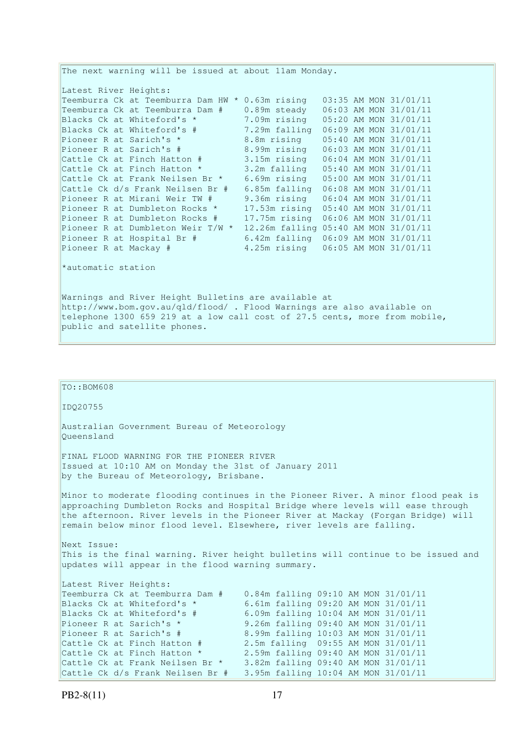The next warning will be issued at about 11am Monday.

Latest River Heights:

```
Teemburra Ck at Teemburra Dam HW * 0.63m rising   03:35 AM MON 31/01/11
Teemburra Ck at Teemburra Dam #    0.89m steady   06:03 AM MON 31/01/11
Blacks Ck at Whiteford's *         7.09m rising   05:20 AM MON 31/01/11
Blacks Ck at Whiteford's #         7.29m falling  06:09 AM MON 31/01/11
Pioneer R at Sarich's *            8.8m rising    05:40 AM MON 31/01/11
Pioneer R at Sarich's #            8.99m rising   06:03 AM MON 31/01/11
Cattle Ck at Finch Hatton #        3.15m rising   06:04 AM MON 31/01/11
Cattle Ck at Finch Hatton *        3.2m falling   05:40 AM MON 31/01/11
Cattle Ck at Frank Neilsen Br *    6.69m rising   05:00 AM MON 31/01/11
Cattle Ck d/s Frank Neilsen Br #   6.85m falling  06:08 AM MON 31/01/11
Pioneer R at Mirani Weir TW #      9.36m rising   06:04 AM MON 31/01/11
Pioneer R at Dumbleton Rocks *     17.53m rising  05:40 AM MON 31/01/11
Pioneer R at Dumbleton Rocks #     17.75m rising  06:06 AM MON 31/01/11
Pioneer R at Dumbleton Weir T/W *  12.26m falling 05:40 AM MON 31/01/11
Pioneer R at Hospital Br #         6.42m falling  06:09 AM MON 31/01/11
Pioneer R at Mackay #              4.25m rising   06:05 AM MON 31/01/11
```

*automatic station

Warnings and River Height Bulletins are available at http://www.bom.gov.au/qld/flood/ . Flood Warnings are also available on telephone 1300 659 219 at a low call cost of 27.5 cents, more from mobile, public and satellite phones.

---

TO::BOM608

IDQ20755

Australian Government Bureau of Meteorology
Queensland

FINAL FLOOD WARNING FOR THE PIONEER RIVER
Issued at 10:10 AM on Monday the 31st of January 2011
by the Bureau of Meteorology, Brisbane.

Minor to moderate flooding continues in the Pioneer River. A minor flood peak is approaching Dumbleton Rocks and Hospital Bridge where levels will ease through the afternoon. River levels in the Pioneer River at Mackay (Forgan Bridge) will remain below minor flood level. Elsewhere, river levels are falling.

Next Issue:
This is the final warning. River height bulletins will continue to be issued and updates will appear in the flood warning summary.

Latest River Heights:

```
Teemburra Ck at Teemburra Dam #    0.84m falling 09:10 AM MON 31/01/11
Blacks Ck at Whiteford's *         6.61m falling 09:20 AM MON 31/01/11
Blacks Ck at Whiteford's #         6.09m falling 10:04 AM MON 31/01/11
Pioneer R at Sarich's *            9.26m falling 09:40 AM MON 31/01/11
Pioneer R at Sarich's #            8.99m falling 10:03 AM MON 31/01/11
Cattle Ck at Finch Hatton #        2.5m falling  09:55 AM MON 31/01/11
Cattle Ck at Finch Hatton *        2.59m falling 09:40 AM MON 31/01/11
Cattle Ck at Frank Neilsen Br *    3.82m falling 09:40 AM MON 31/01/11
Cattle Ck d/s Frank Neilsen Br #   3.95m falling 10:04 AM MON 31/01/11
```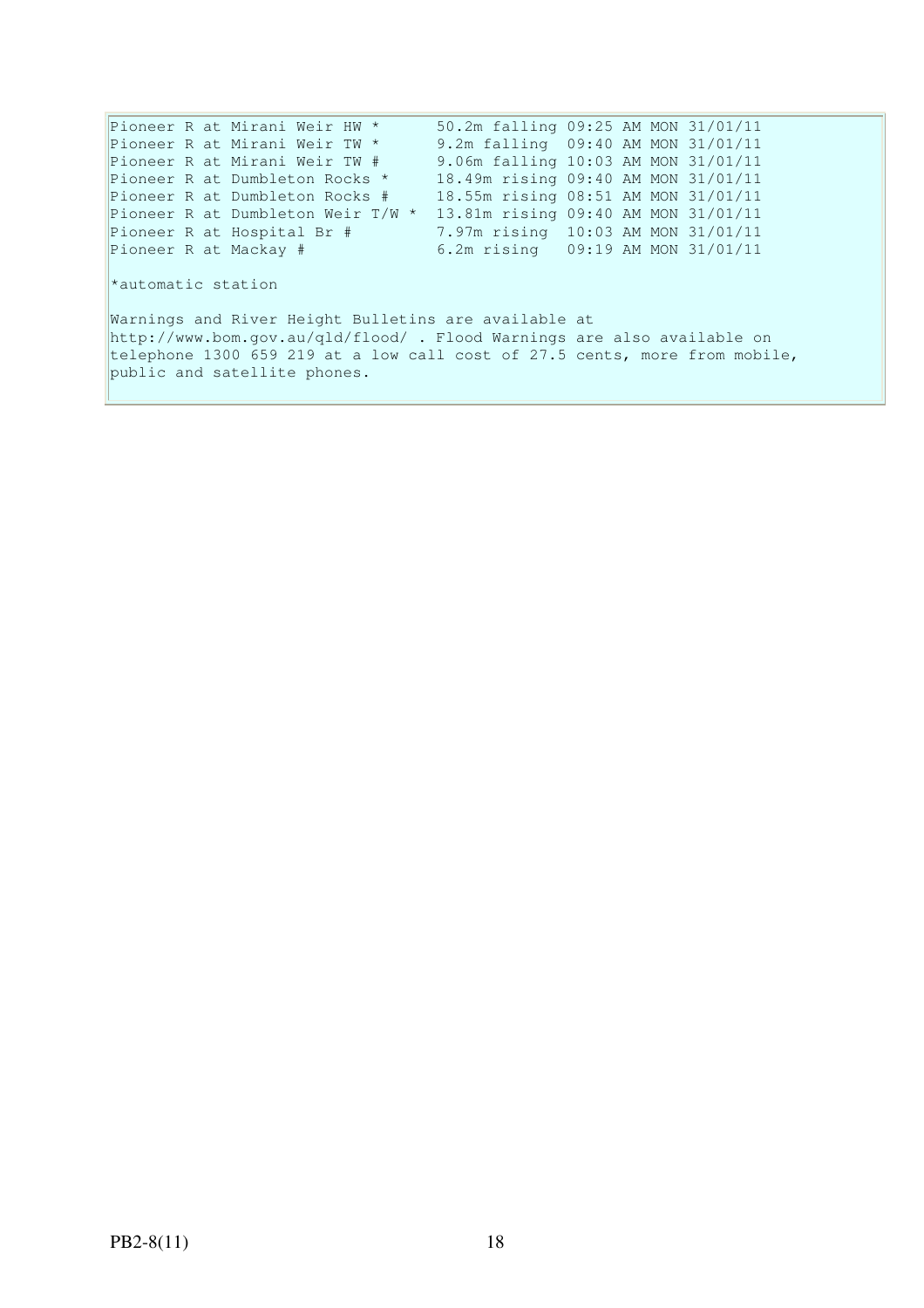```
Pioneer R at Mirani Weir HW *      50.2m falling 09:25 AM MON 31/01/11
Pioneer R at Mirani Weir TW *      9.2m falling  09:40 AM MON 31/01/11
Pioneer R at Mirani Weir TW #      9.06m falling 10:03 AM MON 31/01/11
Pioneer R at Dumbleton Rocks *     18.49m rising 09:40 AM MON 31/01/11
Pioneer R at Dumbleton Rocks #     18.55m rising 08:51 AM MON 31/01/11
Pioneer R at Dumbleton Weir T/W *  13.81m rising 09:40 AM MON 31/01/11
Pioneer R at Hospital Br #         7.97m rising  10:03 AM MON 31/01/11
Pioneer R at Mackay #              6.2m rising   09:19 AM MON 31/01/11

*automatic station

Warnings and River Height Bulletins are available at
http://www.bom.gov.au/qld/flood/ . Flood Warnings are also available on
telephone 1300 659 219 at a low call cost of 27.5 cents, more from mobile,
public and satellite phones.
```

PB2-8(11)